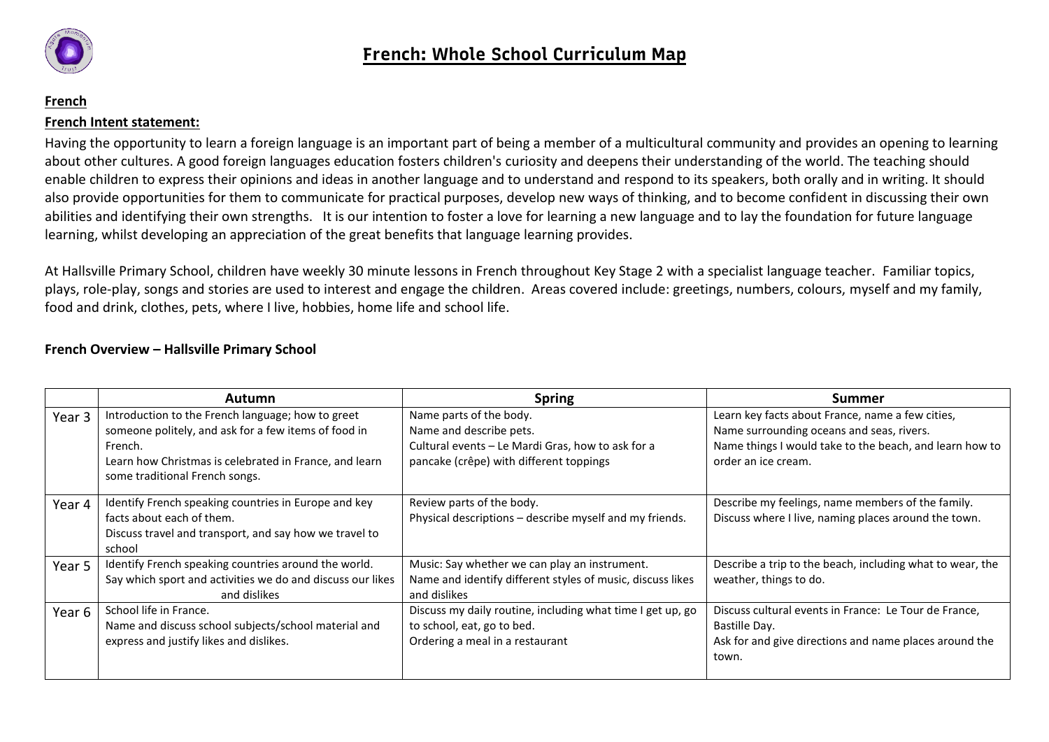# French: Whole School Curriculum Map

**French**

**French Intent statement:**

Having the opportunity to learn a foreign language is an important part of being a member of a multicultural community and provides an opening to learning about other cultures. A good foreign languages education fosters children's curiosity and deepens their understanding of the world. The teaching should enable children to express their opinions and ideas in another language and to understand and respond to its speakers, both orally and in writing. It should also provide opportunities for them to communicate for practical purposes, develop new ways of thinking, and to become confident in discussing their own abilities and identifying their own strengths. It is our intention to foster a love for learning a new language and to lay the foundation for future language learning, whilst developing an appreciation of the great benefits that language learning provides.

At Hallsville Primary School, children have weekly 30 minute lessons in French throughout Key Stage 2 with a specialist language teacher. Familiar topics, plays, role-play, songs and stories are used to interest and engage the children. Areas covered include: greetings, numbers, colours, myself and my family, food and drink, clothes, pets, where I live, hobbies, home life and school life.

**French Overview – Hallsville Primary School**

| | Autumn | Spring | Summer |
|---|---|---|---|
| Year 3 | Introduction to the French language; how to greet someone politely, and ask for a few items of food in French.<br>Learn how Christmas is celebrated in France, and learn some traditional French songs. | Name parts of the body.<br>Name and describe pets.<br>Cultural events – Le Mardi Gras, how to ask for a pancake (crêpe) with different toppings | Learn key facts about France, name a few cities,<br>Name surrounding oceans and seas, rivers.<br>Name things I would take to the beach, and learn how to order an ice cream. |
| Year 4 | Identify French speaking countries in Europe and key facts about each of them.<br>Discuss travel and transport, and say how we travel to school | Review parts of the body.<br>Physical descriptions – describe myself and my friends. | Describe my feelings, name members of the family.<br>Discuss where I live, naming places around the town. |
| Year 5 | Identify French speaking countries around the world.<br>Say which sport and activities we do and discuss our likes and dislikes | Music: Say whether we can play an instrument.<br>Name and identify different styles of music, discuss likes and dislikes | Describe a trip to the beach, including what to wear, the weather, things to do. |
| Year 6 | School life in France.<br>Name and discuss school subjects/school material and express and justify likes and dislikes. | Discuss my daily routine, including what time I get up, go to school, eat, go to bed.<br>Ordering a meal in a restaurant | Discuss cultural events in France: Le Tour de France, Bastille Day.<br>Ask for and give directions and name places around the town. |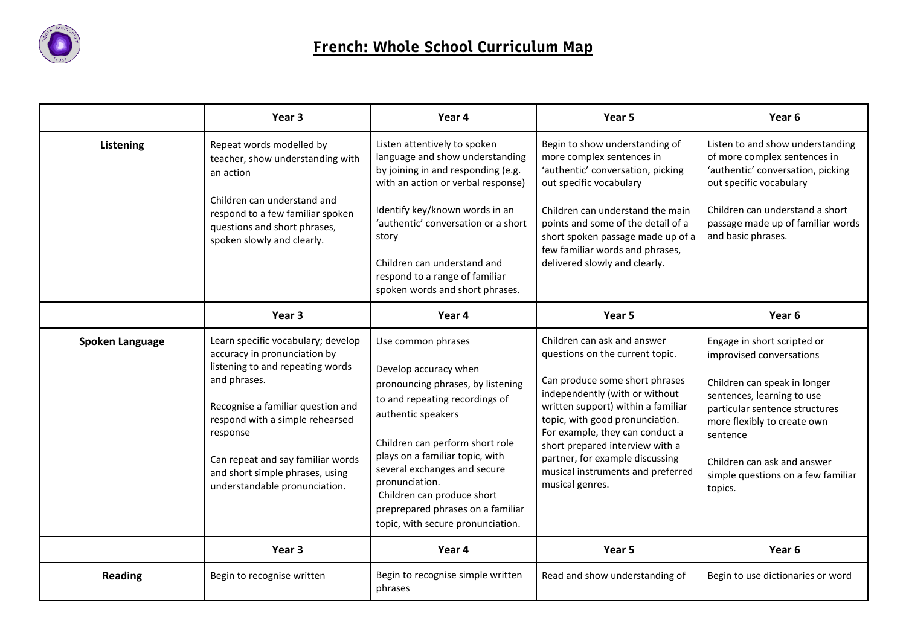# French: Whole School Curriculum Map

| | Year 3 | Year 4 | Year 5 | Year 6 |
|---|---|---|---|---|
| **Listening** | Repeat words modelled by teacher, show understanding with an action<br><br>Children can understand and respond to a few familiar spoken questions and short phrases, spoken slowly and clearly. | Listen attentively to spoken language and show understanding by joining in and responding (e.g. with an action or verbal response)<br><br>Identify key/known words in an 'authentic' conversation or a short story<br><br>Children can understand and respond to a range of familiar spoken words and short phrases. | Begin to show understanding of more complex sentences in 'authentic' conversation, picking out specific vocabulary<br><br>Children can understand the main points and some of the detail of a short spoken passage made up of a few familiar words and phrases, delivered slowly and clearly. | Listen to and show understanding of more complex sentences in 'authentic' conversation, picking out specific vocabulary<br><br>Children can understand a short passage made up of familiar words and basic phrases. |
| | **Year 3** | **Year 4** | **Year 5** | **Year 6** |
| **Spoken Language** | Learn specific vocabulary; develop accuracy in pronunciation by listening to and repeating words and phrases.<br><br>Recognise a familiar question and respond with a simple rehearsed response<br><br>Can repeat and say familiar words and short simple phrases, using understandable pronunciation. | Use common phrases<br><br>Develop accuracy when pronouncing phrases, by listening to and repeating recordings of authentic speakers<br><br>Children can perform short role plays on a familiar topic, with several exchanges and secure pronunciation.<br>Children can produce short preprepared phrases on a familiar topic, with secure pronunciation. | Children can ask and answer questions on the current topic.<br><br>Can produce some short phrases independently (with or without written support) within a familiar topic, with good pronunciation. For example, they can conduct a short prepared interview with a partner, for example discussing musical instruments and preferred musical genres. | Engage in short scripted or improvised conversations<br><br>Children can speak in longer sentences, learning to use particular sentence structures more flexibly to create own sentence<br><br>Children can ask and answer simple questions on a few familiar topics. |
| | **Year 3** | **Year 4** | **Year 5** | **Year 6** |
| **Reading** | Begin to recognise written | Begin to recognise simple written phrases | Read and show understanding of | Begin to use dictionaries or word |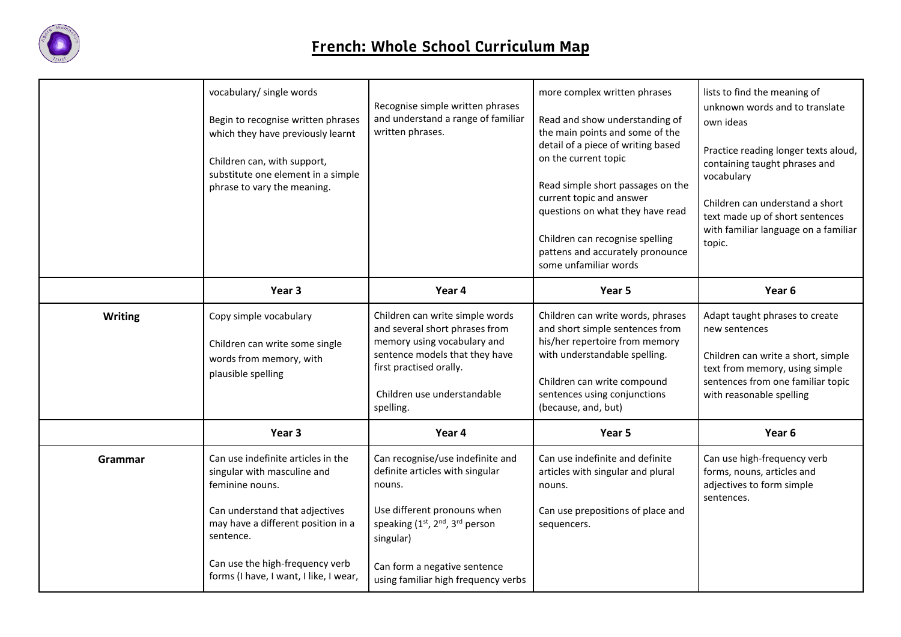# French: Whole School Curriculum Map

| | | | | |
|---|---|---|---|---|
| | vocabulary/ single words<br><br>Begin to recognise written phrases which they have previously learnt<br><br>Children can, with support, substitute one element in a simple phrase to vary the meaning. | Recognise simple written phrases and understand a range of familiar written phrases. | more complex written phrases<br><br>Read and show understanding of the main points and some of the detail of a piece of writing based on the current topic<br><br>Read simple short passages on the current topic and answer questions on what they have read<br><br>Children can recognise spelling pattens and accurately pronounce some unfamiliar words | lists to find the meaning of unknown words and to translate own ideas<br><br>Practice reading longer texts aloud, containing taught phrases and vocabulary<br><br>Children can understand a short text made up of short sentences with familiar language on a familiar topic. |
| | **Year 3** | **Year 4** | **Year 5** | **Year 6** |
| **Writing** | Copy simple vocabulary<br><br>Children can write some single words from memory, with plausible spelling | Children can write simple words and several short phrases from memory using vocabulary and sentence models that they have first practised orally.<br><br>Children use understandable spelling. | Children can write words, phrases and short simple sentences from his/her repertoire from memory with understandable spelling.<br><br>Children can write compound sentences using conjunctions (because, and, but) | Adapt taught phrases to create new sentences<br><br>Children can write a short, simple text from memory, using simple sentences from one familiar topic with reasonable spelling |
| | **Year 3** | **Year 4** | **Year 5** | **Year 6** |
| **Grammar** | Can use indefinite articles in the singular with masculine and feminine nouns.<br><br>Can understand that adjectives may have a different position in a sentence.<br><br>Can use the high-frequency verb forms (I have, I want, I like, I wear, | Can recognise/use indefinite and definite articles with singular nouns.<br><br>Use different pronouns when speaking (1st, 2nd, 3rd person singular)<br><br>Can form a negative sentence using familiar high frequency verbs | Can use indefinite and definite articles with singular and plural nouns.<br><br>Can use prepositions of place and sequencers. | Can use high-frequency verb forms, nouns, articles and adjectives to form simple sentences. |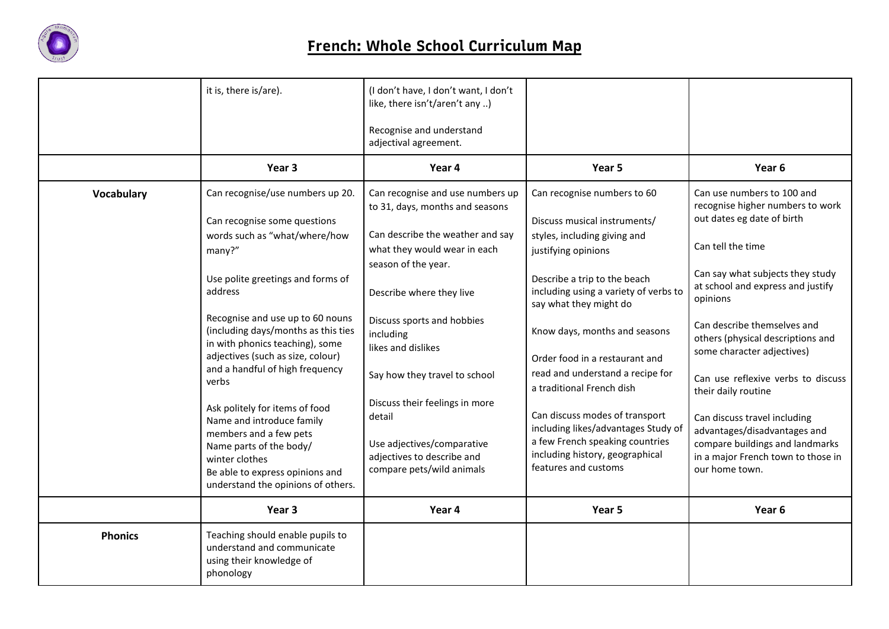# French: Whole School Curriculum Map

| | | | | |
|---|---|---|---|---|
| | it is, there is/are). | (I don't have, I don't want, I don't like, there isn't/aren't any ..)<br><br>Recognise and understand adjectival agreement. | | |
| | **Year 3** | **Year 4** | **Year 5** | **Year 6** |
| **Vocabulary** | Can recognise/use numbers up 20.<br><br>Can recognise some questions words such as "what/where/how many?"<br><br>Use polite greetings and forms of address<br><br>Recognise and use up to 60 nouns (including days/months as this ties in with phonics teaching), some adjectives (such as size, colour) and a handful of high frequency verbs<br><br>Ask politely for items of food<br>Name and introduce family members and a few pets<br>Name parts of the body/ winter clothes<br>Be able to express opinions and understand the opinions of others. | Can recognise and use numbers up to 31, days, months and seasons<br><br>Can describe the weather and say what they would wear in each season of the year.<br><br>Describe where they live<br><br>Discuss sports and hobbies including likes and dislikes<br><br>Say how they travel to school<br><br>Discuss their feelings in more detail<br><br>Use adjectives/comparative adjectives to describe and compare pets/wild animals | Can recognise numbers to 60<br><br>Discuss musical instruments/ styles, including giving and justifying opinions<br><br>Describe a trip to the beach including using a variety of verbs to say what they might do<br><br>Know days, months and seasons<br><br>Order food in a restaurant and read and understand a recipe for a traditional French dish<br><br>Can discuss modes of transport including likes/advantages Study of a few French speaking countries including history, geographical features and customs | Can use numbers to 100 and recognise higher numbers to work out dates eg date of birth<br><br>Can tell the time<br><br>Can say what subjects they study at school and express and justify opinions<br><br>Can describe themselves and others (physical descriptions and some character adjectives)<br><br>Can use reflexive verbs to discuss their daily routine<br><br>Can discuss travel including advantages/disadvantages and compare buildings and landmarks in a major French town to those in our home town. |
| | **Year 3** | **Year 4** | **Year 5** | **Year 6** |
| **Phonics** | Teaching should enable pupils to understand and communicate using their knowledge of phonology | | | |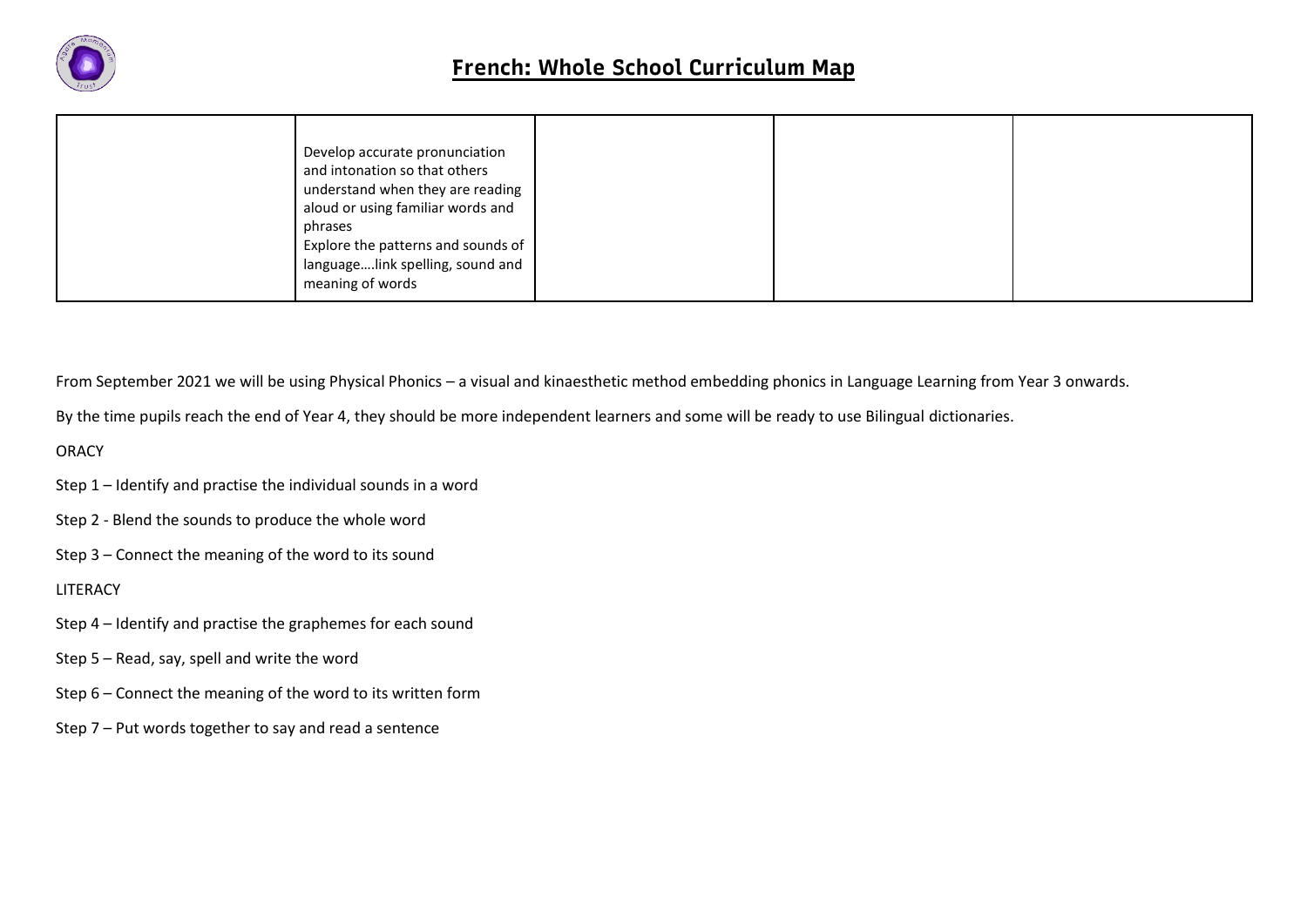# French: Whole School Curriculum Map

| | | | | |
|---|---|---|---|---|
| | Develop accurate pronunciation and intonation so that others understand when they are reading aloud or using familiar words and phrases<br>Explore the patterns and sounds of language….link spelling, sound and meaning of words | | | |

From September 2021 we will be using Physical Phonics – a visual and kinaesthetic method embedding phonics in Language Learning from Year 3 onwards.

By the time pupils reach the end of Year 4, they should be more independent learners and some will be ready to use Bilingual dictionaries.

ORACY

Step 1 – Identify and practise the individual sounds in a word

Step 2 - Blend the sounds to produce the whole word

Step 3 – Connect the meaning of the word to its sound

LITERACY

Step 4 – Identify and practise the graphemes for each sound

Step 5 – Read, say, spell and write the word

Step 6 – Connect the meaning of the word to its written form

Step 7 – Put words together to say and read a sentence